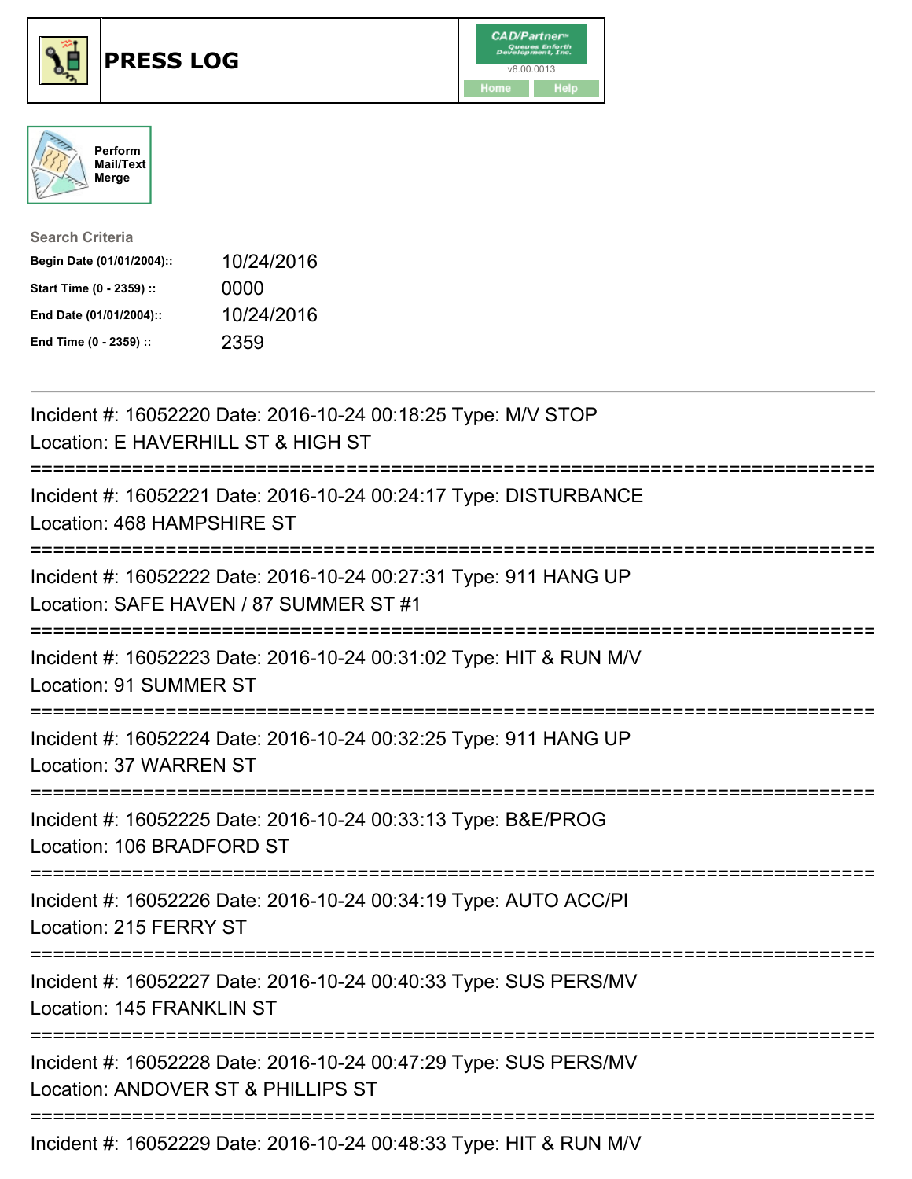# PRESS LOG

CAD/Partner
v8.00.0013
Home Help

Perform Mail/Text Merge

**Search Criteria**

| | |
|---|---|
| **Begin Date (01/01/2004)::** | 10/24/2016 |
| **Start Time (0 - 2359) ::** | 0000 |
| **End Date (01/01/2004)::** | 10/24/2016 |
| **End Time (0 - 2359) ::** | 2359 |

---

Incident #: 16052220 Date: 2016-10-24 00:18:25 Type: M/V STOP
Location: E HAVERHILL ST & HIGH ST

===========================================================================

Incident #: 16052221 Date: 2016-10-24 00:24:17 Type: DISTURBANCE
Location: 468 HAMPSHIRE ST

===========================================================================

Incident #: 16052222 Date: 2016-10-24 00:27:31 Type: 911 HANG UP
Location: SAFE HAVEN / 87 SUMMER ST #1

===========================================================================

Incident #: 16052223 Date: 2016-10-24 00:31:02 Type: HIT & RUN M/V
Location: 91 SUMMER ST

===========================================================================

Incident #: 16052224 Date: 2016-10-24 00:32:25 Type: 911 HANG UP
Location: 37 WARREN ST

===========================================================================

Incident #: 16052225 Date: 2016-10-24 00:33:13 Type: B&E/PROG
Location: 106 BRADFORD ST

===========================================================================

Incident #: 16052226 Date: 2016-10-24 00:34:19 Type: AUTO ACC/PI
Location: 215 FERRY ST

===========================================================================

Incident #: 16052227 Date: 2016-10-24 00:40:33 Type: SUS PERS/MV
Location: 145 FRANKLIN ST

===========================================================================

Incident #: 16052228 Date: 2016-10-24 00:47:29 Type: SUS PERS/MV
Location: ANDOVER ST & PHILLIPS ST

===========================================================================

Incident #: 16052229 Date: 2016-10-24 00:48:33 Type: HIT & RUN M/V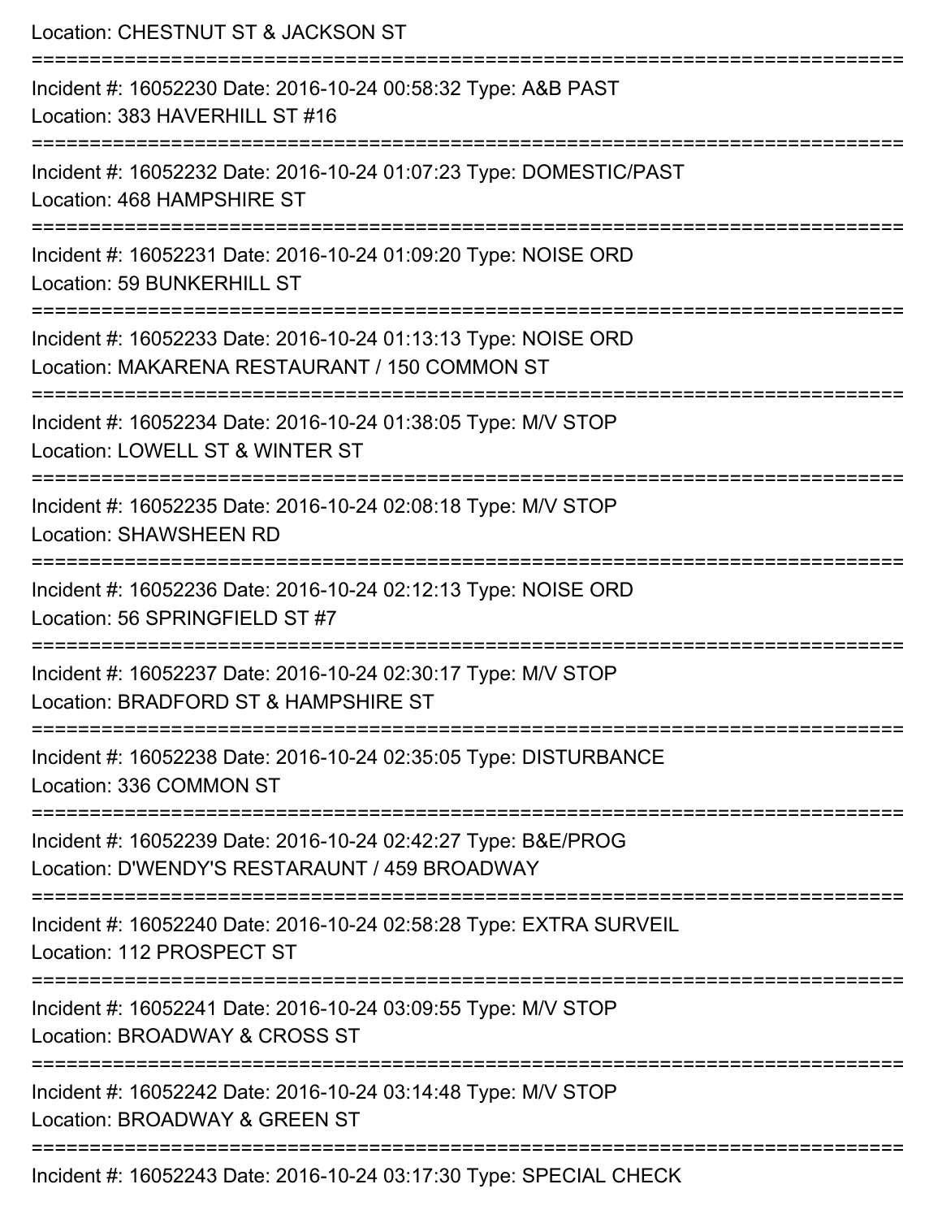Location: CHESTNUT ST & JACKSON ST

===========================================================================

Incident #: 16052230 Date: 2016-10-24 00:58:32 Type: A&B PAST
Location: 383 HAVERHILL ST #16

===========================================================================

Incident #: 16052232 Date: 2016-10-24 01:07:23 Type: DOMESTIC/PAST
Location: 468 HAMPSHIRE ST

===========================================================================

Incident #: 16052231 Date: 2016-10-24 01:09:20 Type: NOISE ORD
Location: 59 BUNKERHILL ST

===========================================================================

Incident #: 16052233 Date: 2016-10-24 01:13:13 Type: NOISE ORD
Location: MAKARENA RESTAURANT / 150 COMMON ST

===========================================================================

Incident #: 16052234 Date: 2016-10-24 01:38:05 Type: M/V STOP
Location: LOWELL ST & WINTER ST

===========================================================================

Incident #: 16052235 Date: 2016-10-24 02:08:18 Type: M/V STOP
Location: SHAWSHEEN RD

===========================================================================

Incident #: 16052236 Date: 2016-10-24 02:12:13 Type: NOISE ORD
Location: 56 SPRINGFIELD ST #7

===========================================================================

Incident #: 16052237 Date: 2016-10-24 02:30:17 Type: M/V STOP
Location: BRADFORD ST & HAMPSHIRE ST

===========================================================================

Incident #: 16052238 Date: 2016-10-24 02:35:05 Type: DISTURBANCE
Location: 336 COMMON ST

===========================================================================

Incident #: 16052239 Date: 2016-10-24 02:42:27 Type: B&E/PROG
Location: D'WENDY'S RESTARAUNT / 459 BROADWAY

===========================================================================

Incident #: 16052240 Date: 2016-10-24 02:58:28 Type: EXTRA SURVEIL
Location: 112 PROSPECT ST

===========================================================================

Incident #: 16052241 Date: 2016-10-24 03:09:55 Type: M/V STOP
Location: BROADWAY & CROSS ST

===========================================================================

Incident #: 16052242 Date: 2016-10-24 03:14:48 Type: M/V STOP
Location: BROADWAY & GREEN ST

===========================================================================

Incident #: 16052243 Date: 2016-10-24 03:17:30 Type: SPECIAL CHECK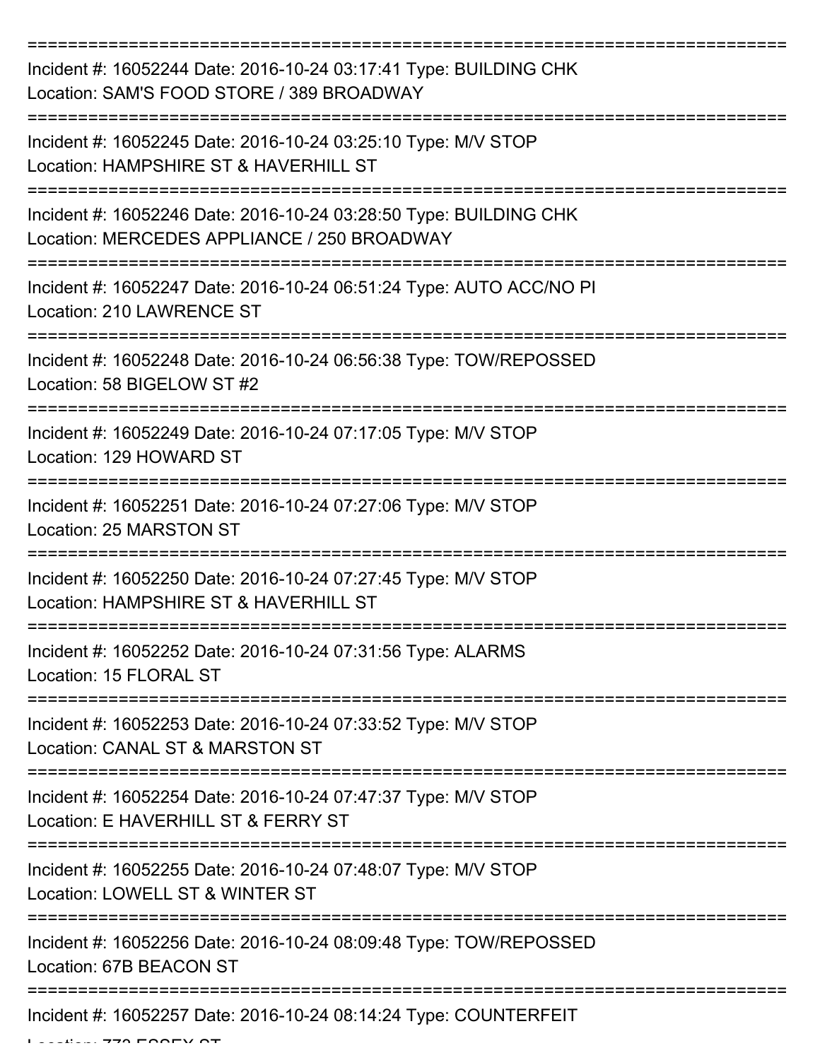===========================================================================

Incident #: 16052244 Date: 2016-10-24 03:17:41 Type: BUILDING CHK
Location: SAM'S FOOD STORE / 389 BROADWAY

===========================================================================

Incident #: 16052245 Date: 2016-10-24 03:25:10 Type: M/V STOP
Location: HAMPSHIRE ST & HAVERHILL ST

===========================================================================

Incident #: 16052246 Date: 2016-10-24 03:28:50 Type: BUILDING CHK
Location: MERCEDES APPLIANCE / 250 BROADWAY

===========================================================================

Incident #: 16052247 Date: 2016-10-24 06:51:24 Type: AUTO ACC/NO PI
Location: 210 LAWRENCE ST

===========================================================================

Incident #: 16052248 Date: 2016-10-24 06:56:38 Type: TOW/REPOSSED
Location: 58 BIGELOW ST #2

===========================================================================

Incident #: 16052249 Date: 2016-10-24 07:17:05 Type: M/V STOP
Location: 129 HOWARD ST

===========================================================================

Incident #: 16052251 Date: 2016-10-24 07:27:06 Type: M/V STOP
Location: 25 MARSTON ST

===========================================================================

Incident #: 16052250 Date: 2016-10-24 07:27:45 Type: M/V STOP
Location: HAMPSHIRE ST & HAVERHILL ST

===========================================================================

Incident #: 16052252 Date: 2016-10-24 07:31:56 Type: ALARMS
Location: 15 FLORAL ST

===========================================================================

Incident #: 16052253 Date: 2016-10-24 07:33:52 Type: M/V STOP
Location: CANAL ST & MARSTON ST

===========================================================================

Incident #: 16052254 Date: 2016-10-24 07:47:37 Type: M/V STOP
Location: E HAVERHILL ST & FERRY ST

===========================================================================

Incident #: 16052255 Date: 2016-10-24 07:48:07 Type: M/V STOP
Location: LOWELL ST & WINTER ST

===========================================================================

Incident #: 16052256 Date: 2016-10-24 08:09:48 Type: TOW/REPOSSED
Location: 67B BEACON ST

===========================================================================

Incident #: 16052257 Date: 2016-10-24 08:14:24 Type: COUNTERFEIT
Location: 773 ESSEX ST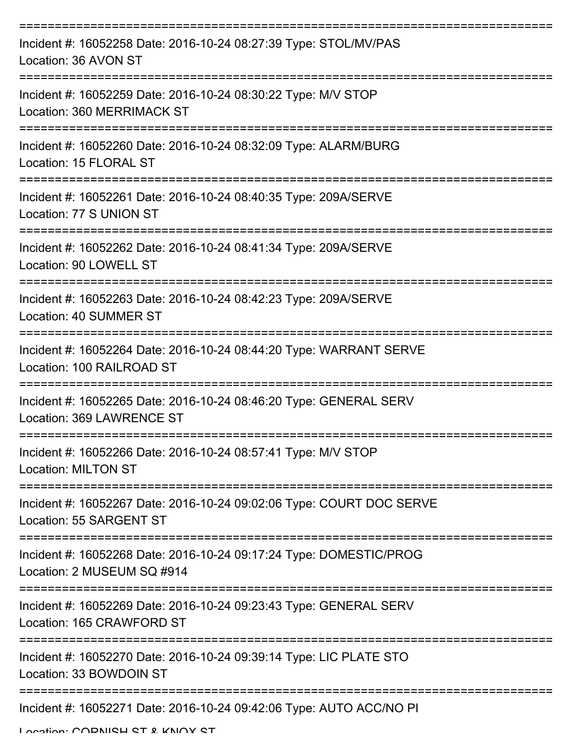===========================================================================

Incident #: 16052258 Date: 2016-10-24 08:27:39 Type: STOL/MV/PAS

Location: 36 AVON ST

===========================================================================

Incident #: 16052259 Date: 2016-10-24 08:30:22 Type: M/V STOP

Location: 360 MERRIMACK ST

===========================================================================

Incident #: 16052260 Date: 2016-10-24 08:32:09 Type: ALARM/BURG

Location: 15 FLORAL ST

===========================================================================

Incident #: 16052261 Date: 2016-10-24 08:40:35 Type: 209A/SERVE

Location: 77 S UNION ST

===========================================================================

Incident #: 16052262 Date: 2016-10-24 08:41:34 Type: 209A/SERVE

Location: 90 LOWELL ST

===========================================================================

Incident #: 16052263 Date: 2016-10-24 08:42:23 Type: 209A/SERVE

Location: 40 SUMMER ST

===========================================================================

Incident #: 16052264 Date: 2016-10-24 08:44:20 Type: WARRANT SERVE

Location: 100 RAILROAD ST

===========================================================================

Incident #: 16052265 Date: 2016-10-24 08:46:20 Type: GENERAL SERV

Location: 369 LAWRENCE ST

===========================================================================

Incident #: 16052266 Date: 2016-10-24 08:57:41 Type: M/V STOP

Location: MILTON ST

===========================================================================

Incident #: 16052267 Date: 2016-10-24 09:02:06 Type: COURT DOC SERVE

Location: 55 SARGENT ST

===========================================================================

Incident #: 16052268 Date: 2016-10-24 09:17:24 Type: DOMESTIC/PROG

Location: 2 MUSEUM SQ #914

===========================================================================

Incident #: 16052269 Date: 2016-10-24 09:23:43 Type: GENERAL SERV

Location: 165 CRAWFORD ST

===========================================================================

Incident #: 16052270 Date: 2016-10-24 09:39:14 Type: LIC PLATE STO

Location: 33 BOWDOIN ST

===========================================================================

Incident #: 16052271 Date: 2016-10-24 09:42:06 Type: AUTO ACC/NO PI

Location: CORNISH ST & KNOX ST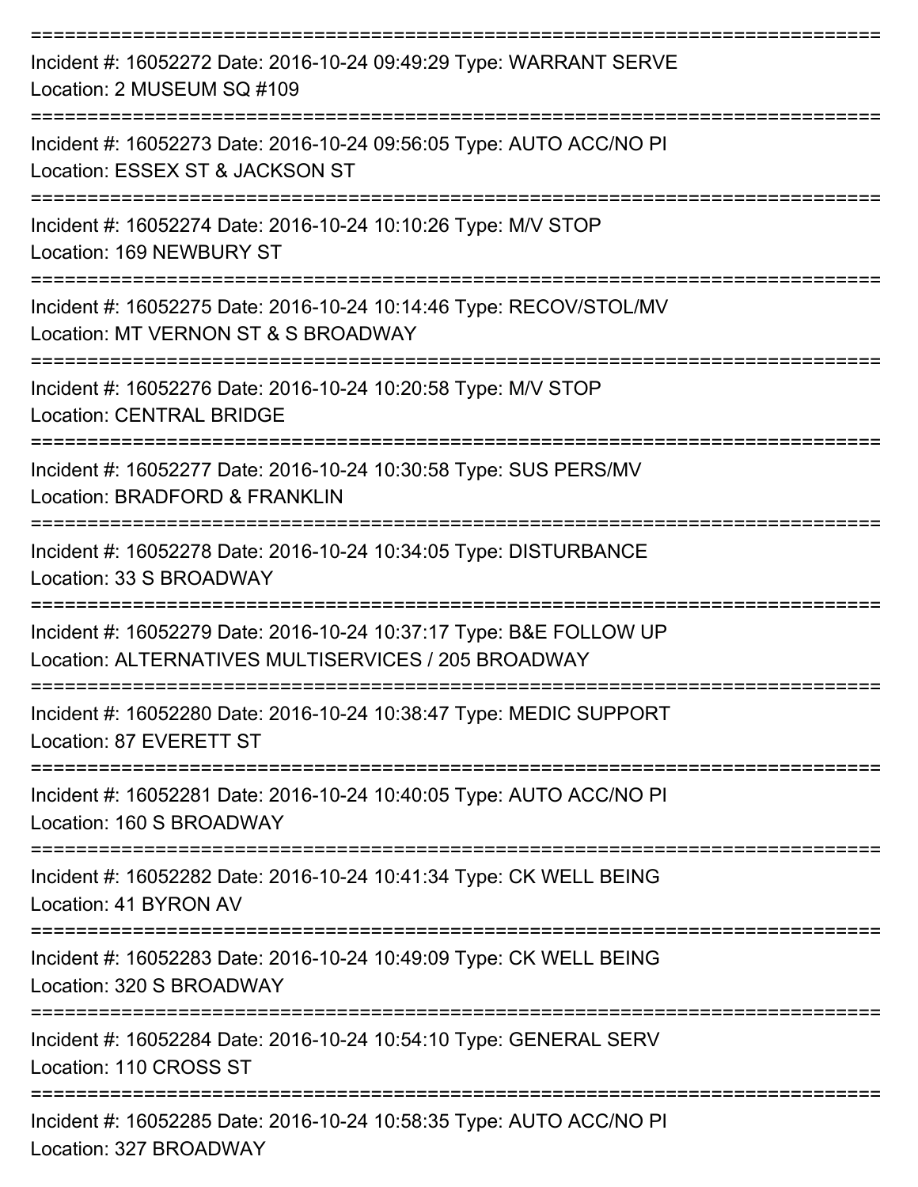===========================================================================

Incident #: 16052272 Date: 2016-10-24 09:49:29 Type: WARRANT SERVE
Location: 2 MUSEUM SQ #109

===========================================================================

Incident #: 16052273 Date: 2016-10-24 09:56:05 Type: AUTO ACC/NO PI
Location: ESSEX ST & JACKSON ST

===========================================================================

Incident #: 16052274 Date: 2016-10-24 10:10:26 Type: M/V STOP
Location: 169 NEWBURY ST

===========================================================================

Incident #: 16052275 Date: 2016-10-24 10:14:46 Type: RECOV/STOL/MV
Location: MT VERNON ST & S BROADWAY

===========================================================================

Incident #: 16052276 Date: 2016-10-24 10:20:58 Type: M/V STOP
Location: CENTRAL BRIDGE

===========================================================================

Incident #: 16052277 Date: 2016-10-24 10:30:58 Type: SUS PERS/MV
Location: BRADFORD & FRANKLIN

===========================================================================

Incident #: 16052278 Date: 2016-10-24 10:34:05 Type: DISTURBANCE
Location: 33 S BROADWAY

===========================================================================

Incident #: 16052279 Date: 2016-10-24 10:37:17 Type: B&E FOLLOW UP
Location: ALTERNATIVES MULTISERVICES / 205 BROADWAY

===========================================================================

Incident #: 16052280 Date: 2016-10-24 10:38:47 Type: MEDIC SUPPORT
Location: 87 EVERETT ST

===========================================================================

Incident #: 16052281 Date: 2016-10-24 10:40:05 Type: AUTO ACC/NO PI
Location: 160 S BROADWAY

===========================================================================

Incident #: 16052282 Date: 2016-10-24 10:41:34 Type: CK WELL BEING
Location: 41 BYRON AV

===========================================================================

Incident #: 16052283 Date: 2016-10-24 10:49:09 Type: CK WELL BEING
Location: 320 S BROADWAY

===========================================================================

Incident #: 16052284 Date: 2016-10-24 10:54:10 Type: GENERAL SERV
Location: 110 CROSS ST

===========================================================================

Incident #: 16052285 Date: 2016-10-24 10:58:35 Type: AUTO ACC/NO PI
Location: 327 BROADWAY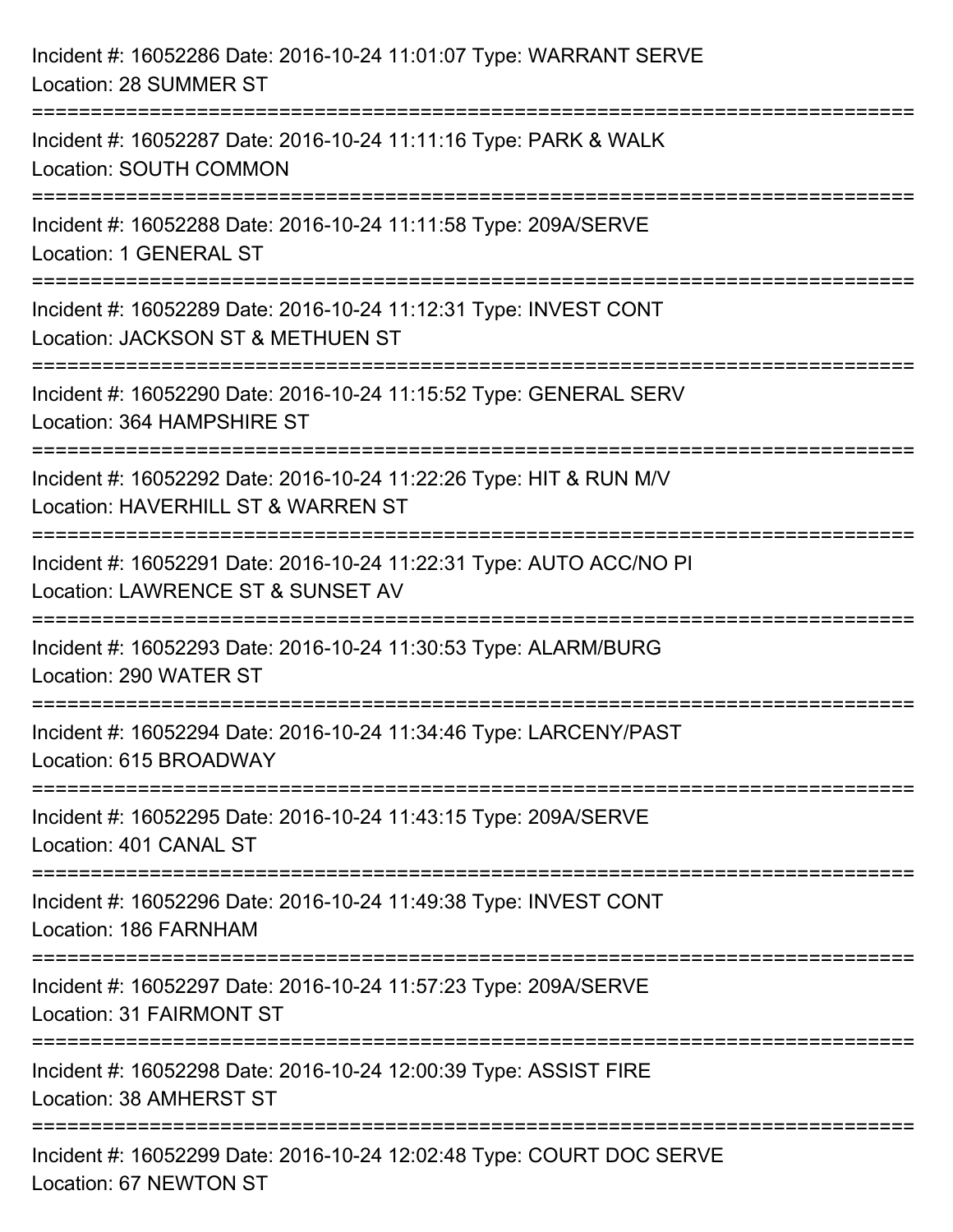Incident #: 16052286 Date: 2016-10-24 11:01:07 Type: WARRANT SERVE
Location: 28 SUMMER ST

===========================================================================

Incident #: 16052287 Date: 2016-10-24 11:11:16 Type: PARK & WALK
Location: SOUTH COMMON

===========================================================================

Incident #: 16052288 Date: 2016-10-24 11:11:58 Type: 209A/SERVE
Location: 1 GENERAL ST

===========================================================================

Incident #: 16052289 Date: 2016-10-24 11:12:31 Type: INVEST CONT
Location: JACKSON ST & METHUEN ST

===========================================================================

Incident #: 16052290 Date: 2016-10-24 11:15:52 Type: GENERAL SERV
Location: 364 HAMPSHIRE ST

===========================================================================

Incident #: 16052292 Date: 2016-10-24 11:22:26 Type: HIT & RUN M/V
Location: HAVERHILL ST & WARREN ST

===========================================================================

Incident #: 16052291 Date: 2016-10-24 11:22:31 Type: AUTO ACC/NO PI
Location: LAWRENCE ST & SUNSET AV

===========================================================================

Incident #: 16052293 Date: 2016-10-24 11:30:53 Type: ALARM/BURG
Location: 290 WATER ST

===========================================================================

Incident #: 16052294 Date: 2016-10-24 11:34:46 Type: LARCENY/PAST
Location: 615 BROADWAY

===========================================================================

Incident #: 16052295 Date: 2016-10-24 11:43:15 Type: 209A/SERVE
Location: 401 CANAL ST

===========================================================================

Incident #: 16052296 Date: 2016-10-24 11:49:38 Type: INVEST CONT
Location: 186 FARNHAM

===========================================================================

Incident #: 16052297 Date: 2016-10-24 11:57:23 Type: 209A/SERVE
Location: 31 FAIRMONT ST

===========================================================================

Incident #: 16052298 Date: 2016-10-24 12:00:39 Type: ASSIST FIRE
Location: 38 AMHERST ST

===========================================================================

Incident #: 16052299 Date: 2016-10-24 12:02:48 Type: COURT DOC SERVE
Location: 67 NEWTON ST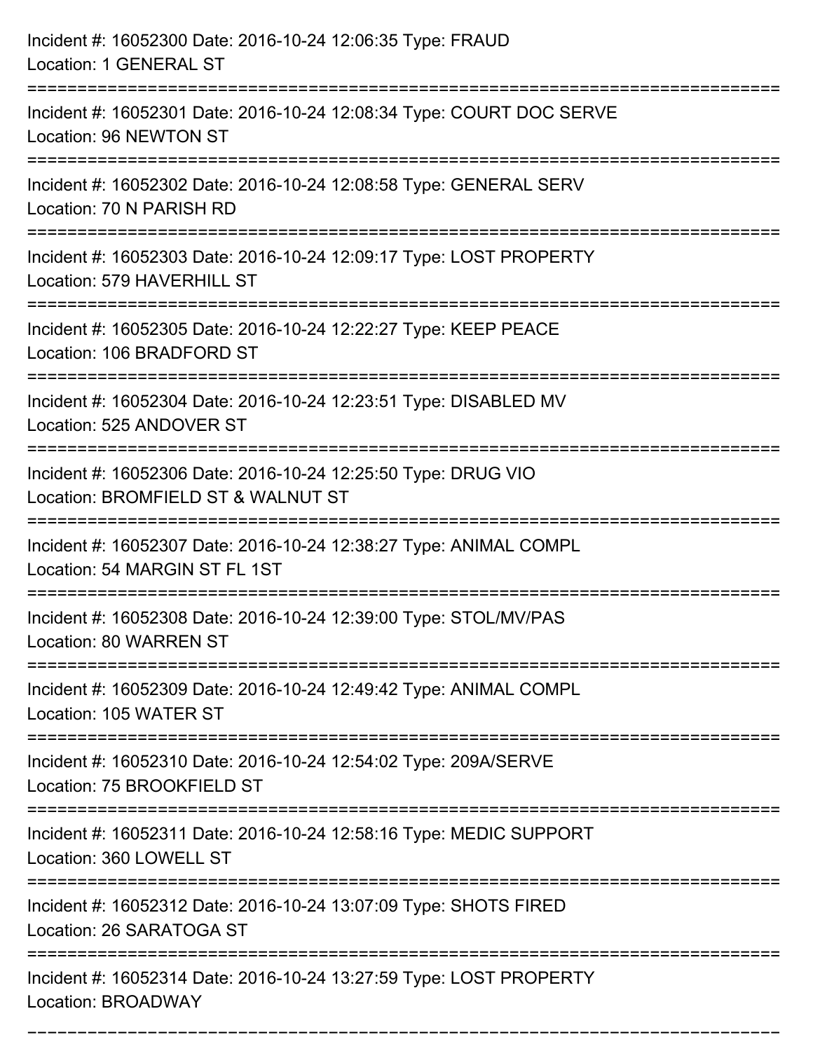Incident #: 16052300 Date: 2016-10-24 12:06:35 Type: FRAUD
Location: 1 GENERAL ST

===========================================================================

Incident #: 16052301 Date: 2016-10-24 12:08:34 Type: COURT DOC SERVE
Location: 96 NEWTON ST

===========================================================================

Incident #: 16052302 Date: 2016-10-24 12:08:58 Type: GENERAL SERV
Location: 70 N PARISH RD

===========================================================================

Incident #: 16052303 Date: 2016-10-24 12:09:17 Type: LOST PROPERTY
Location: 579 HAVERHILL ST

===========================================================================

Incident #: 16052305 Date: 2016-10-24 12:22:27 Type: KEEP PEACE
Location: 106 BRADFORD ST

===========================================================================

Incident #: 16052304 Date: 2016-10-24 12:23:51 Type: DISABLED MV
Location: 525 ANDOVER ST

===========================================================================

Incident #: 16052306 Date: 2016-10-24 12:25:50 Type: DRUG VIO
Location: BROMFIELD ST & WALNUT ST

===========================================================================

Incident #: 16052307 Date: 2016-10-24 12:38:27 Type: ANIMAL COMPL
Location: 54 MARGIN ST FL 1ST

===========================================================================

Incident #: 16052308 Date: 2016-10-24 12:39:00 Type: STOL/MV/PAS
Location: 80 WARREN ST

===========================================================================

Incident #: 16052309 Date: 2016-10-24 12:49:42 Type: ANIMAL COMPL
Location: 105 WATER ST

===========================================================================

Incident #: 16052310 Date: 2016-10-24 12:54:02 Type: 209A/SERVE
Location: 75 BROOKFIELD ST

===========================================================================

Incident #: 16052311 Date: 2016-10-24 12:58:16 Type: MEDIC SUPPORT
Location: 360 LOWELL ST

===========================================================================

Incident #: 16052312 Date: 2016-10-24 13:07:09 Type: SHOTS FIRED
Location: 26 SARATOGA ST

===========================================================================

Incident #: 16052314 Date: 2016-10-24 13:27:59 Type: LOST PROPERTY
Location: BROADWAY

===========================================================================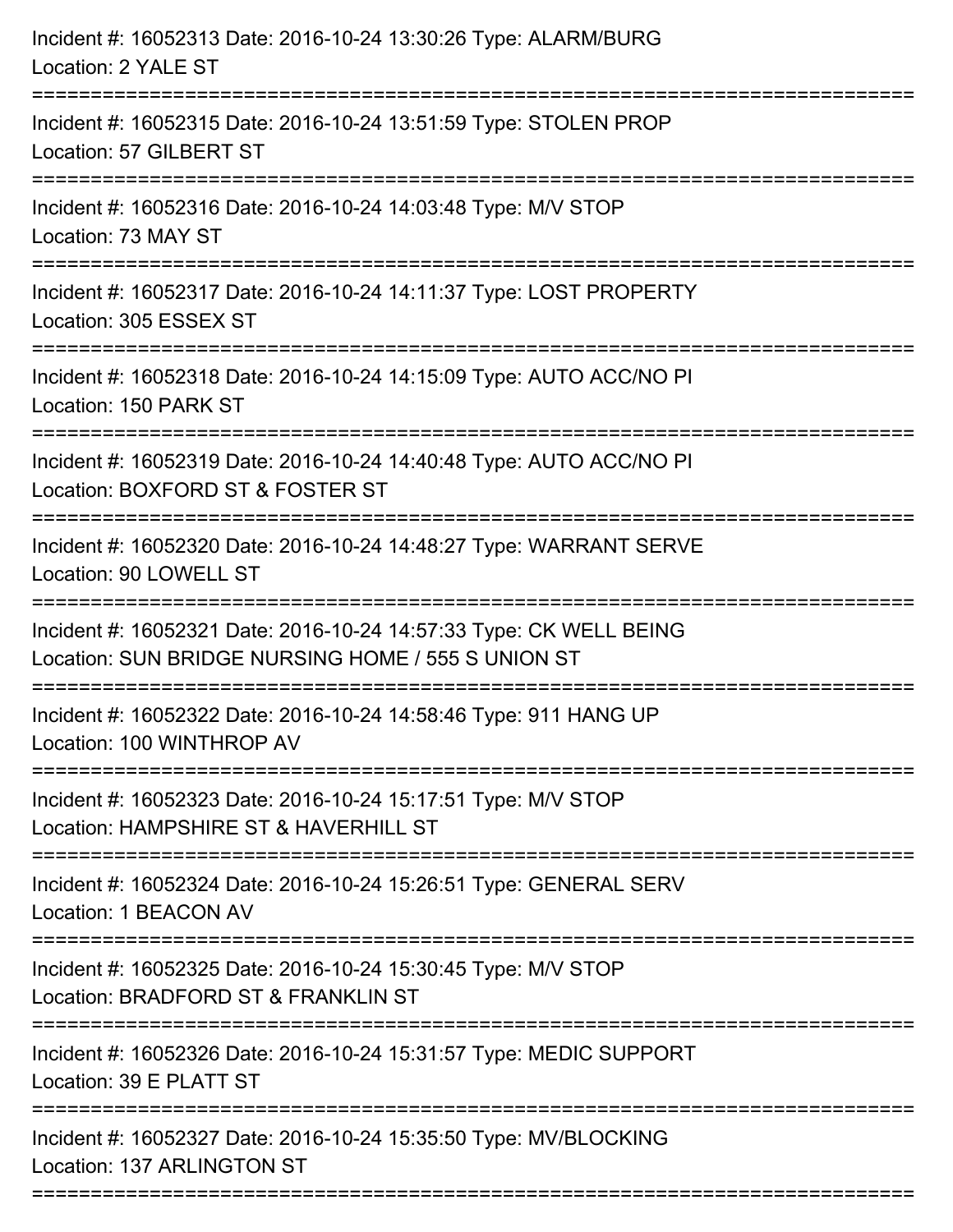Incident #: 16052313 Date: 2016-10-24 13:30:26 Type: ALARM/BURG
Location: 2 YALE ST

===========================================================================

Incident #: 16052315 Date: 2016-10-24 13:51:59 Type: STOLEN PROP
Location: 57 GILBERT ST

===========================================================================

Incident #: 16052316 Date: 2016-10-24 14:03:48 Type: M/V STOP
Location: 73 MAY ST

===========================================================================

Incident #: 16052317 Date: 2016-10-24 14:11:37 Type: LOST PROPERTY
Location: 305 ESSEX ST

===========================================================================

Incident #: 16052318 Date: 2016-10-24 14:15:09 Type: AUTO ACC/NO PI
Location: 150 PARK ST

===========================================================================

Incident #: 16052319 Date: 2016-10-24 14:40:48 Type: AUTO ACC/NO PI
Location: BOXFORD ST & FOSTER ST

===========================================================================

Incident #: 16052320 Date: 2016-10-24 14:48:27 Type: WARRANT SERVE
Location: 90 LOWELL ST

===========================================================================

Incident #: 16052321 Date: 2016-10-24 14:57:33 Type: CK WELL BEING
Location: SUN BRIDGE NURSING HOME / 555 S UNION ST

===========================================================================

Incident #: 16052322 Date: 2016-10-24 14:58:46 Type: 911 HANG UP
Location: 100 WINTHROP AV

===========================================================================

Incident #: 16052323 Date: 2016-10-24 15:17:51 Type: M/V STOP
Location: HAMPSHIRE ST & HAVERHILL ST

===========================================================================

Incident #: 16052324 Date: 2016-10-24 15:26:51 Type: GENERAL SERV
Location: 1 BEACON AV

===========================================================================

Incident #: 16052325 Date: 2016-10-24 15:30:45 Type: M/V STOP
Location: BRADFORD ST & FRANKLIN ST

===========================================================================

Incident #: 16052326 Date: 2016-10-24 15:31:57 Type: MEDIC SUPPORT
Location: 39 E PLATT ST

===========================================================================

Incident #: 16052327 Date: 2016-10-24 15:35:50 Type: MV/BLOCKING
Location: 137 ARLINGTON ST

===========================================================================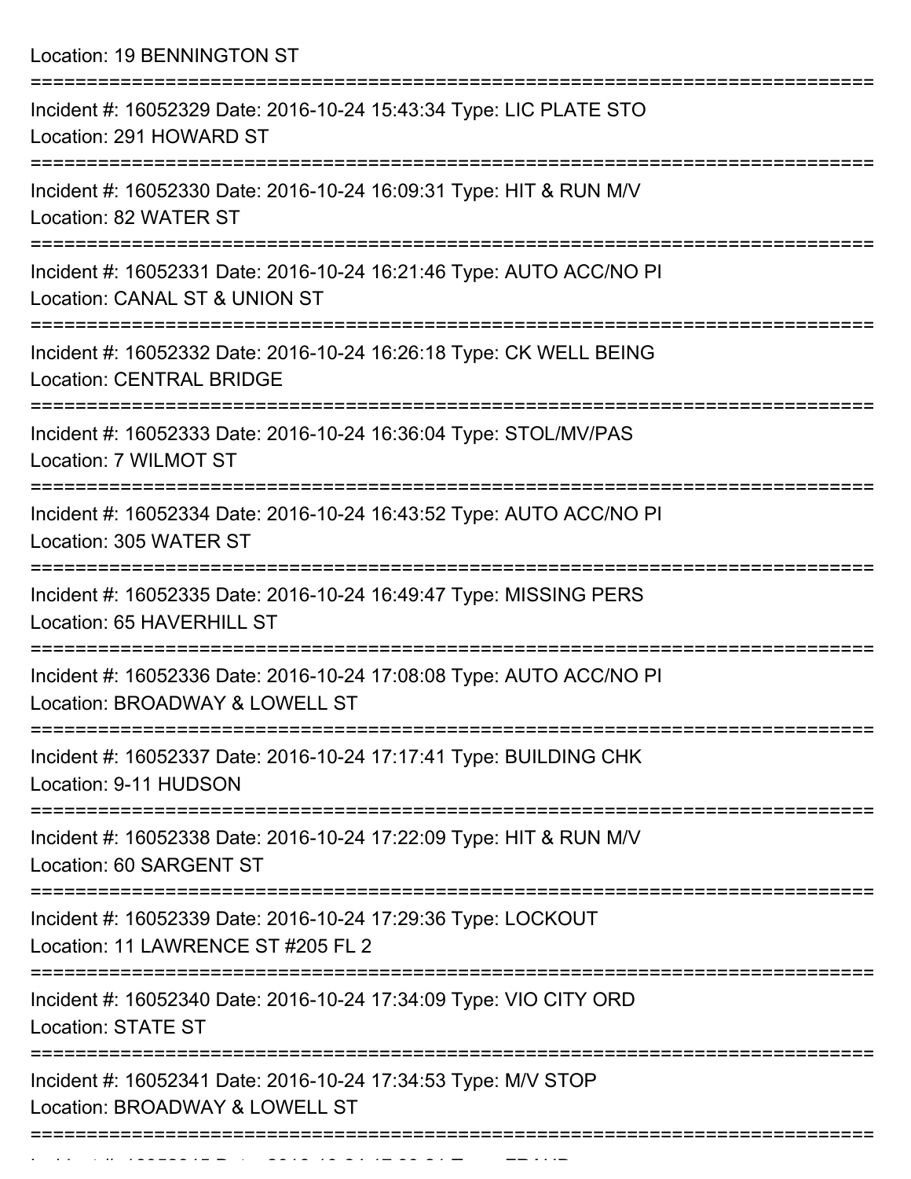Location: 19 BENNINGTON ST

===========================================================================

Incident #: 16052329 Date: 2016-10-24 15:43:34 Type: LIC PLATE STO
Location: 291 HOWARD ST

===========================================================================

Incident #: 16052330 Date: 2016-10-24 16:09:31 Type: HIT & RUN M/V
Location: 82 WATER ST

===========================================================================

Incident #: 16052331 Date: 2016-10-24 16:21:46 Type: AUTO ACC/NO PI
Location: CANAL ST & UNION ST

===========================================================================

Incident #: 16052332 Date: 2016-10-24 16:26:18 Type: CK WELL BEING
Location: CENTRAL BRIDGE

===========================================================================

Incident #: 16052333 Date: 2016-10-24 16:36:04 Type: STOL/MV/PAS
Location: 7 WILMOT ST

===========================================================================

Incident #: 16052334 Date: 2016-10-24 16:43:52 Type: AUTO ACC/NO PI
Location: 305 WATER ST

===========================================================================

Incident #: 16052335 Date: 2016-10-24 16:49:47 Type: MISSING PERS
Location: 65 HAVERHILL ST

===========================================================================

Incident #: 16052336 Date: 2016-10-24 17:08:08 Type: AUTO ACC/NO PI
Location: BROADWAY & LOWELL ST

===========================================================================

Incident #: 16052337 Date: 2016-10-24 17:17:41 Type: BUILDING CHK
Location: 9-11 HUDSON

===========================================================================

Incident #: 16052338 Date: 2016-10-24 17:22:09 Type: HIT & RUN M/V
Location: 60 SARGENT ST

===========================================================================

Incident #: 16052339 Date: 2016-10-24 17:29:36 Type: LOCKOUT
Location: 11 LAWRENCE ST #205 FL 2

===========================================================================

Incident #: 16052340 Date: 2016-10-24 17:34:09 Type: VIO CITY ORD
Location: STATE ST

===========================================================================

Incident #: 16052341 Date: 2016-10-24 17:34:53 Type: M/V STOP
Location: BROADWAY & LOWELL ST

===========================================================================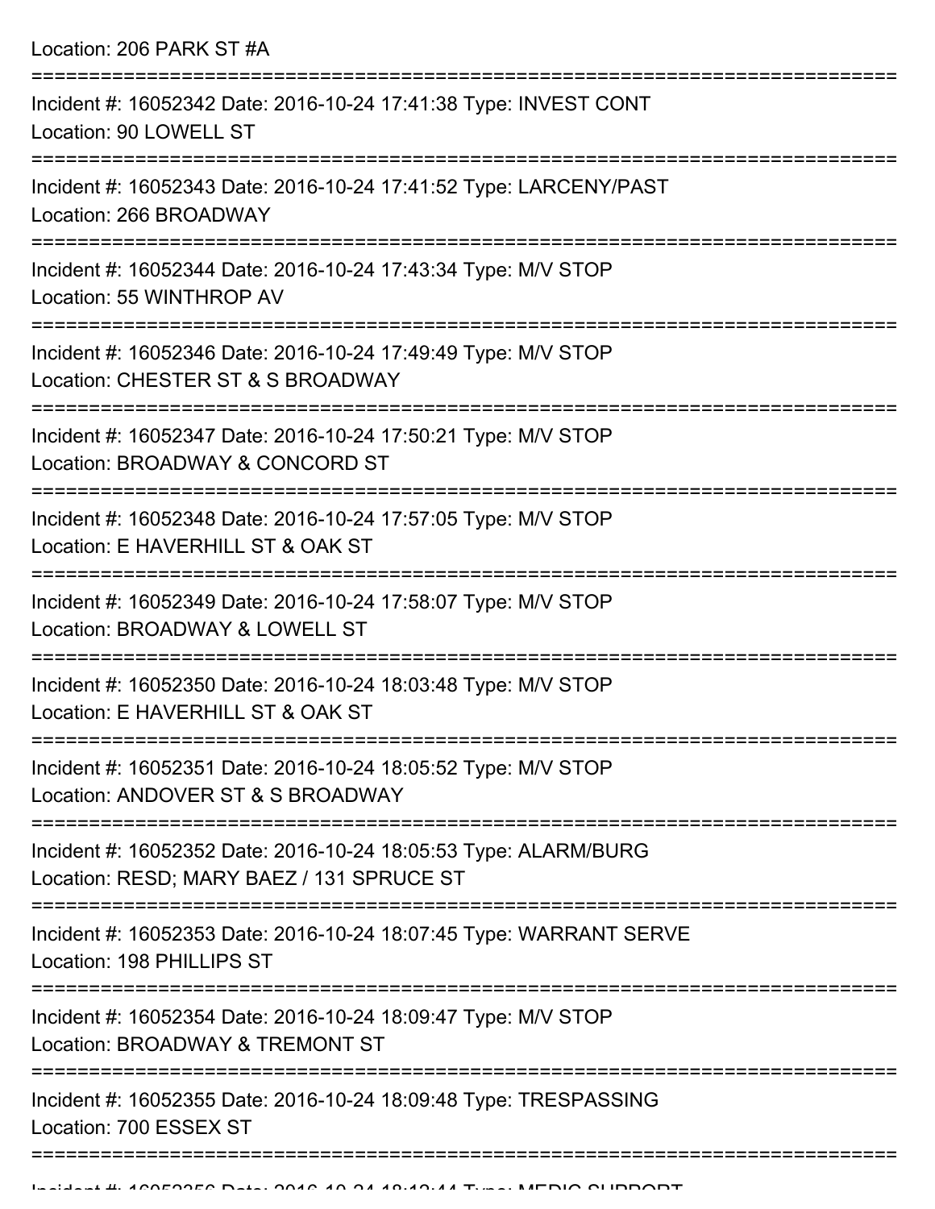Location: 206 PARK ST #A

===========================================================================

Incident #: 16052342 Date: 2016-10-24 17:41:38 Type: INVEST CONT
Location: 90 LOWELL ST

===========================================================================

Incident #: 16052343 Date: 2016-10-24 17:41:52 Type: LARCENY/PAST
Location: 266 BROADWAY

===========================================================================

Incident #: 16052344 Date: 2016-10-24 17:43:34 Type: M/V STOP
Location: 55 WINTHROP AV

===========================================================================

Incident #: 16052346 Date: 2016-10-24 17:49:49 Type: M/V STOP
Location: CHESTER ST & S BROADWAY

===========================================================================

Incident #: 16052347 Date: 2016-10-24 17:50:21 Type: M/V STOP
Location: BROADWAY & CONCORD ST

===========================================================================

Incident #: 16052348 Date: 2016-10-24 17:57:05 Type: M/V STOP
Location: E HAVERHILL ST & OAK ST

===========================================================================

Incident #: 16052349 Date: 2016-10-24 17:58:07 Type: M/V STOP
Location: BROADWAY & LOWELL ST

===========================================================================

Incident #: 16052350 Date: 2016-10-24 18:03:48 Type: M/V STOP
Location: E HAVERHILL ST & OAK ST

===========================================================================

Incident #: 16052351 Date: 2016-10-24 18:05:52 Type: M/V STOP
Location: ANDOVER ST & S BROADWAY

===========================================================================

Incident #: 16052352 Date: 2016-10-24 18:05:53 Type: ALARM/BURG
Location: RESD; MARY BAEZ / 131 SPRUCE ST

===========================================================================

Incident #: 16052353 Date: 2016-10-24 18:07:45 Type: WARRANT SERVE
Location: 198 PHILLIPS ST

===========================================================================

Incident #: 16052354 Date: 2016-10-24 18:09:47 Type: M/V STOP
Location: BROADWAY & TREMONT ST

===========================================================================

Incident #: 16052355 Date: 2016-10-24 18:09:48 Type: TRESPASSING
Location: 700 ESSEX ST

===========================================================================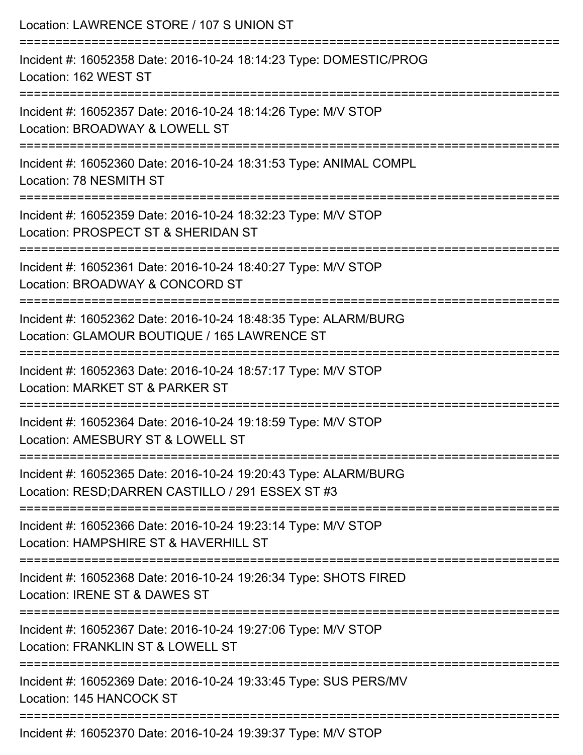Location: LAWRENCE STORE / 107 S UNION ST

===========================================================================

Incident #: 16052358 Date: 2016-10-24 18:14:23 Type: DOMESTIC/PROG
Location: 162 WEST ST

===========================================================================

Incident #: 16052357 Date: 2016-10-24 18:14:26 Type: M/V STOP
Location: BROADWAY & LOWELL ST

===========================================================================

Incident #: 16052360 Date: 2016-10-24 18:31:53 Type: ANIMAL COMPL
Location: 78 NESMITH ST

===========================================================================

Incident #: 16052359 Date: 2016-10-24 18:32:23 Type: M/V STOP
Location: PROSPECT ST & SHERIDAN ST

===========================================================================

Incident #: 16052361 Date: 2016-10-24 18:40:27 Type: M/V STOP
Location: BROADWAY & CONCORD ST

===========================================================================

Incident #: 16052362 Date: 2016-10-24 18:48:35 Type: ALARM/BURG
Location: GLAMOUR BOUTIQUE / 165 LAWRENCE ST

===========================================================================

Incident #: 16052363 Date: 2016-10-24 18:57:17 Type: M/V STOP
Location: MARKET ST & PARKER ST

===========================================================================

Incident #: 16052364 Date: 2016-10-24 19:18:59 Type: M/V STOP
Location: AMESBURY ST & LOWELL ST

===========================================================================

Incident #: 16052365 Date: 2016-10-24 19:20:43 Type: ALARM/BURG
Location: RESD;DARREN CASTILLO / 291 ESSEX ST #3

===========================================================================

Incident #: 16052366 Date: 2016-10-24 19:23:14 Type: M/V STOP
Location: HAMPSHIRE ST & HAVERHILL ST

===========================================================================

Incident #: 16052368 Date: 2016-10-24 19:26:34 Type: SHOTS FIRED
Location: IRENE ST & DAWES ST

===========================================================================

Incident #: 16052367 Date: 2016-10-24 19:27:06 Type: M/V STOP
Location: FRANKLIN ST & LOWELL ST

===========================================================================

Incident #: 16052369 Date: 2016-10-24 19:33:45 Type: SUS PERS/MV
Location: 145 HANCOCK ST

===========================================================================

Incident #: 16052370 Date: 2016-10-24 19:39:37 Type: M/V STOP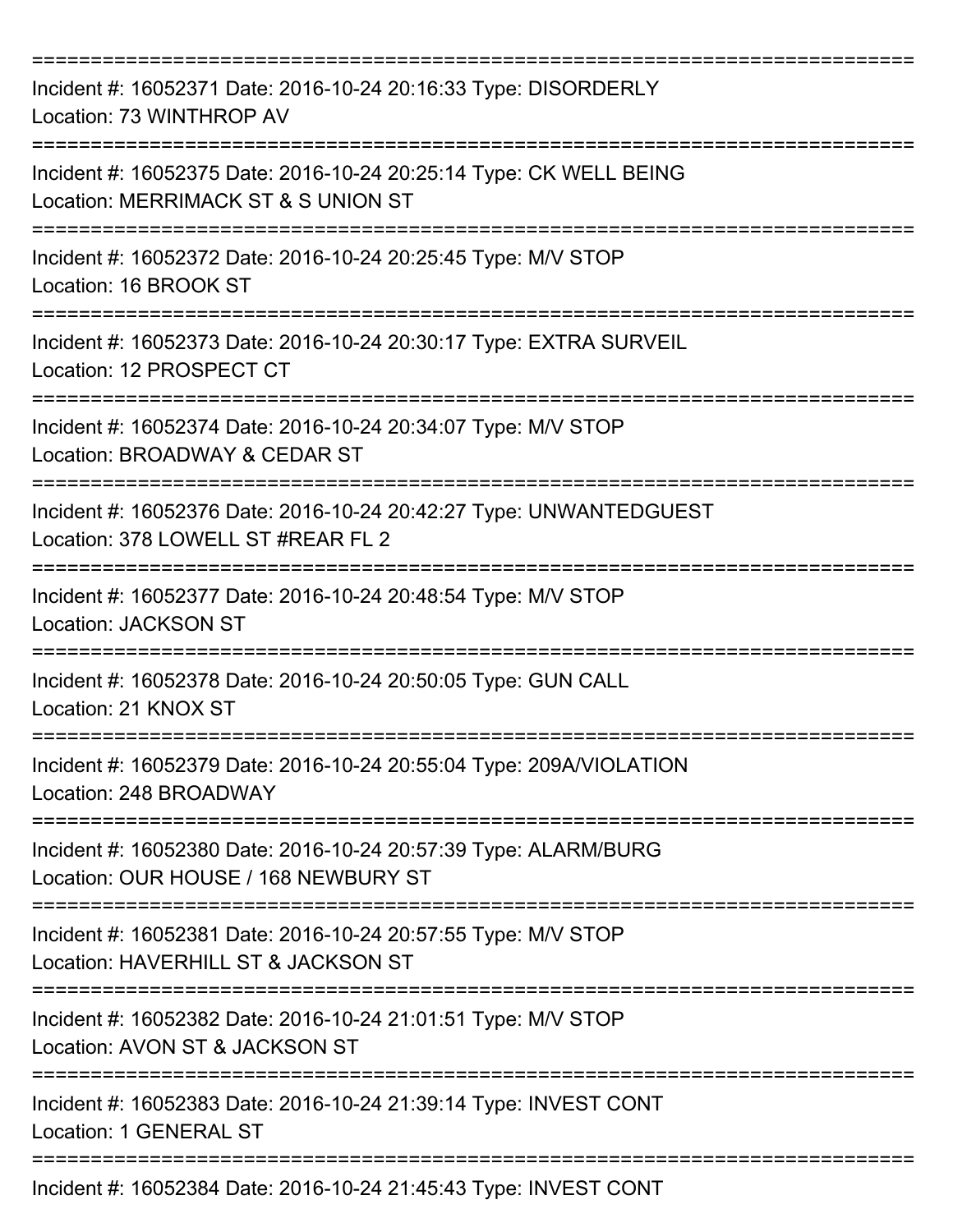===========================================================================

Incident #: 16052371 Date: 2016-10-24 20:16:33 Type: DISORDERLY
Location: 73 WINTHROP AV

===========================================================================

Incident #: 16052375 Date: 2016-10-24 20:25:14 Type: CK WELL BEING
Location: MERRIMACK ST & S UNION ST

===========================================================================

Incident #: 16052372 Date: 2016-10-24 20:25:45 Type: M/V STOP
Location: 16 BROOK ST

===========================================================================

Incident #: 16052373 Date: 2016-10-24 20:30:17 Type: EXTRA SURVEIL
Location: 12 PROSPECT CT

===========================================================================

Incident #: 16052374 Date: 2016-10-24 20:34:07 Type: M/V STOP
Location: BROADWAY & CEDAR ST

===========================================================================

Incident #: 16052376 Date: 2016-10-24 20:42:27 Type: UNWANTEDGUEST
Location: 378 LOWELL ST #REAR FL 2

===========================================================================

Incident #: 16052377 Date: 2016-10-24 20:48:54 Type: M/V STOP
Location: JACKSON ST

===========================================================================

Incident #: 16052378 Date: 2016-10-24 20:50:05 Type: GUN CALL
Location: 21 KNOX ST

===========================================================================

Incident #: 16052379 Date: 2016-10-24 20:55:04 Type: 209A/VIOLATION
Location: 248 BROADWAY

===========================================================================

Incident #: 16052380 Date: 2016-10-24 20:57:39 Type: ALARM/BURG
Location: OUR HOUSE / 168 NEWBURY ST

===========================================================================

Incident #: 16052381 Date: 2016-10-24 20:57:55 Type: M/V STOP
Location: HAVERHILL ST & JACKSON ST

===========================================================================

Incident #: 16052382 Date: 2016-10-24 21:01:51 Type: M/V STOP
Location: AVON ST & JACKSON ST

===========================================================================

Incident #: 16052383 Date: 2016-10-24 21:39:14 Type: INVEST CONT
Location: 1 GENERAL ST

===========================================================================

Incident #: 16052384 Date: 2016-10-24 21:45:43 Type: INVEST CONT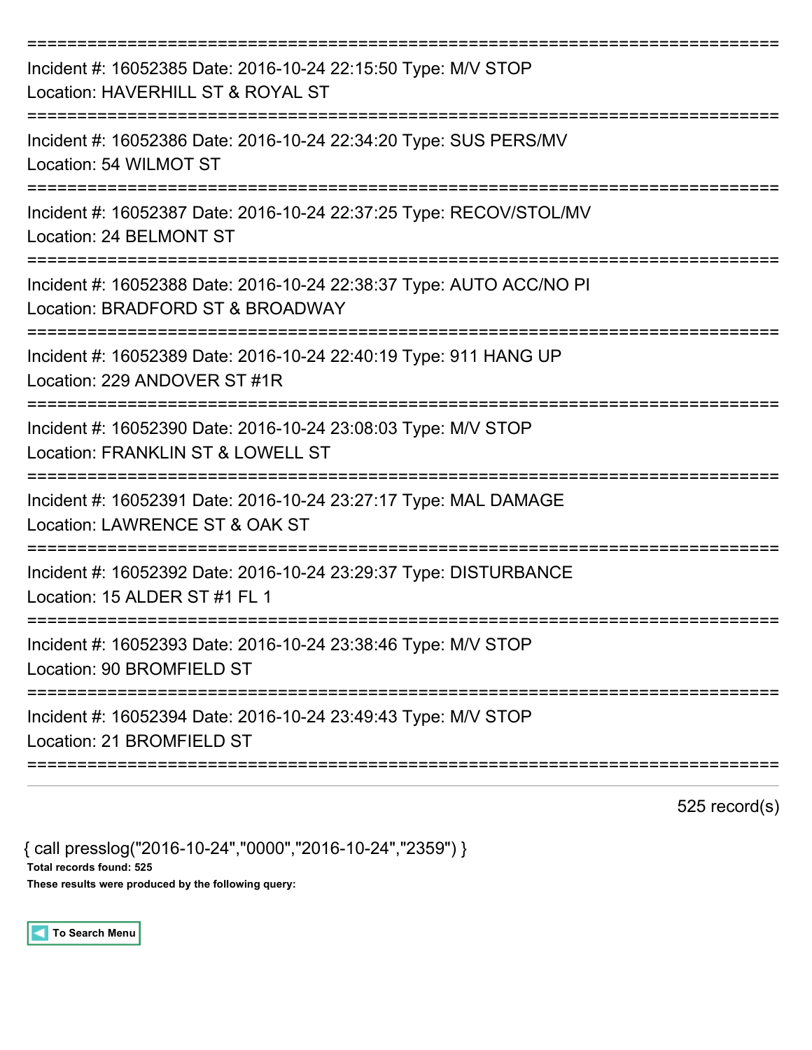Incident #: 16052385 Date: 2016-10-24 22:15:50 Type: M/V STOP
Location: HAVERHILL ST & ROYAL ST

Incident #: 16052386 Date: 2016-10-24 22:34:20 Type: SUS PERS/MV
Location: 54 WILMOT ST

Incident #: 16052387 Date: 2016-10-24 22:37:25 Type: RECOV/STOL/MV
Location: 24 BELMONT ST

Incident #: 16052388 Date: 2016-10-24 22:38:37 Type: AUTO ACC/NO PI
Location: BRADFORD ST & BROADWAY

Incident #: 16052389 Date: 2016-10-24 22:40:19 Type: 911 HANG UP
Location: 229 ANDOVER ST #1R

Incident #: 16052390 Date: 2016-10-24 23:08:03 Type: M/V STOP
Location: FRANKLIN ST & LOWELL ST

Incident #: 16052391 Date: 2016-10-24 23:27:17 Type: MAL DAMAGE
Location: LAWRENCE ST & OAK ST

Incident #: 16052392 Date: 2016-10-24 23:29:37 Type: DISTURBANCE
Location: 15 ALDER ST #1 FL 1

Incident #: 16052393 Date: 2016-10-24 23:38:46 Type: M/V STOP
Location: 90 BROMFIELD ST

Incident #: 16052394 Date: 2016-10-24 23:49:43 Type: M/V STOP
Location: 21 BROMFIELD ST

525 record(s)

{ call presslog("2016-10-24","0000","2016-10-24","2359") }

**Total records found: 525**

**These results were produced by the following query:**

To Search Menu